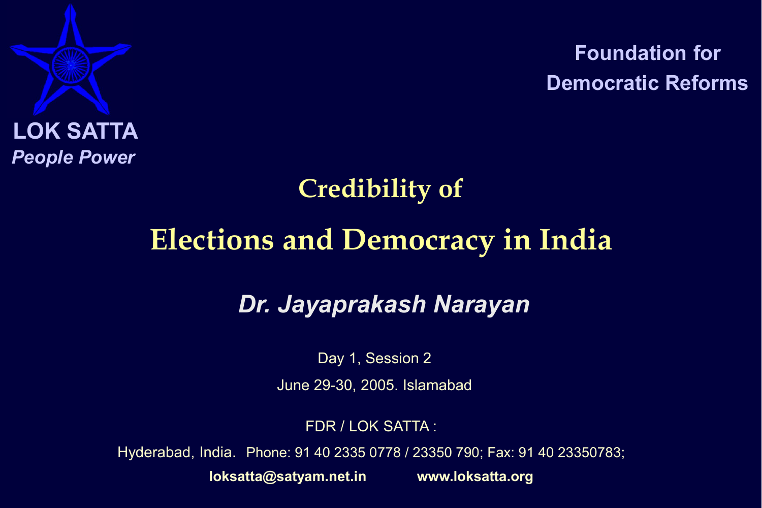**LOK SATTA**

*People Power*

**Foundation for Democratic Reforms**

# Credibility of Elections and Democracy in India

## *Dr. Jayaprakash Narayan*

Day 1, Session 2

June 29-30, 2005. Islamabad

FDR / LOK SATTA :

Hyderabad, India. Phone: 91 40 2335 0778 / 23350 790; Fax: 91 40 23350783;

**loksatta@satyam.net.in** **www.loksatta.org**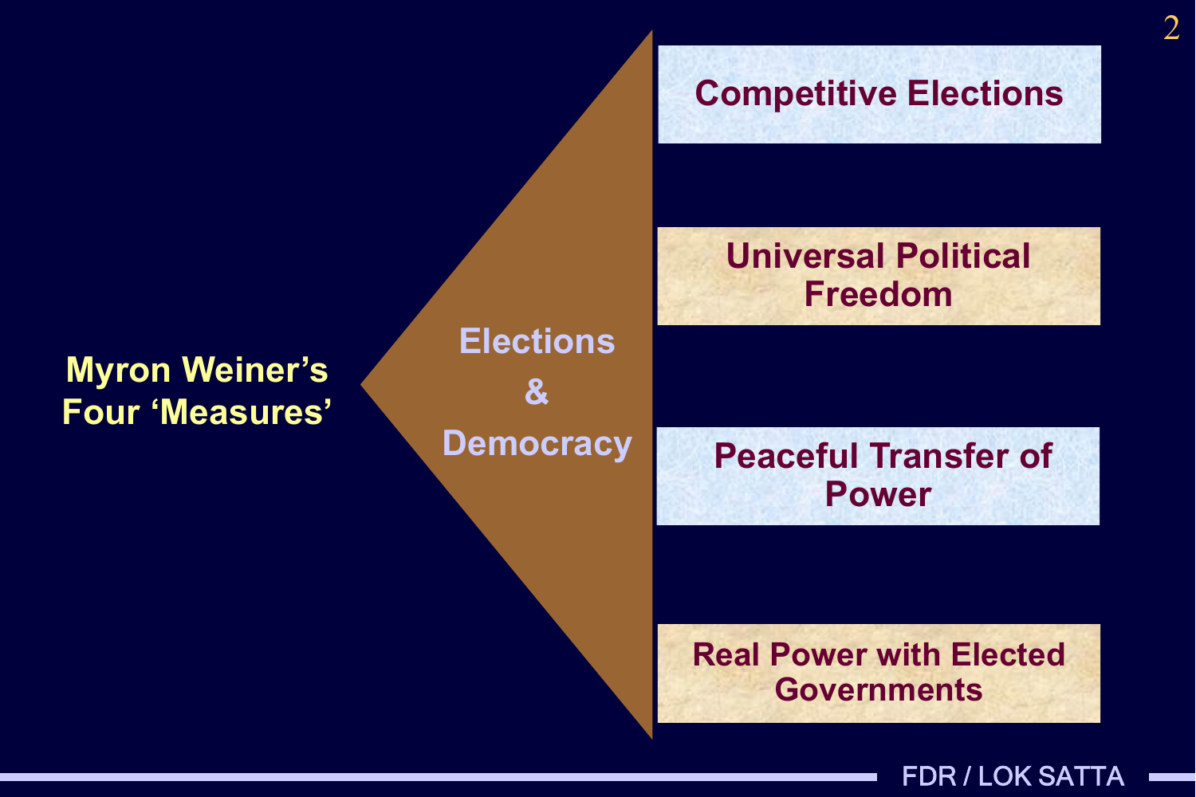## Myron Weiner's Four 'Measures'

**Elections & Democracy**

- Competitive Elections
- Universal Political Freedom
- Peaceful Transfer of Power
- Real Power with Elected Governments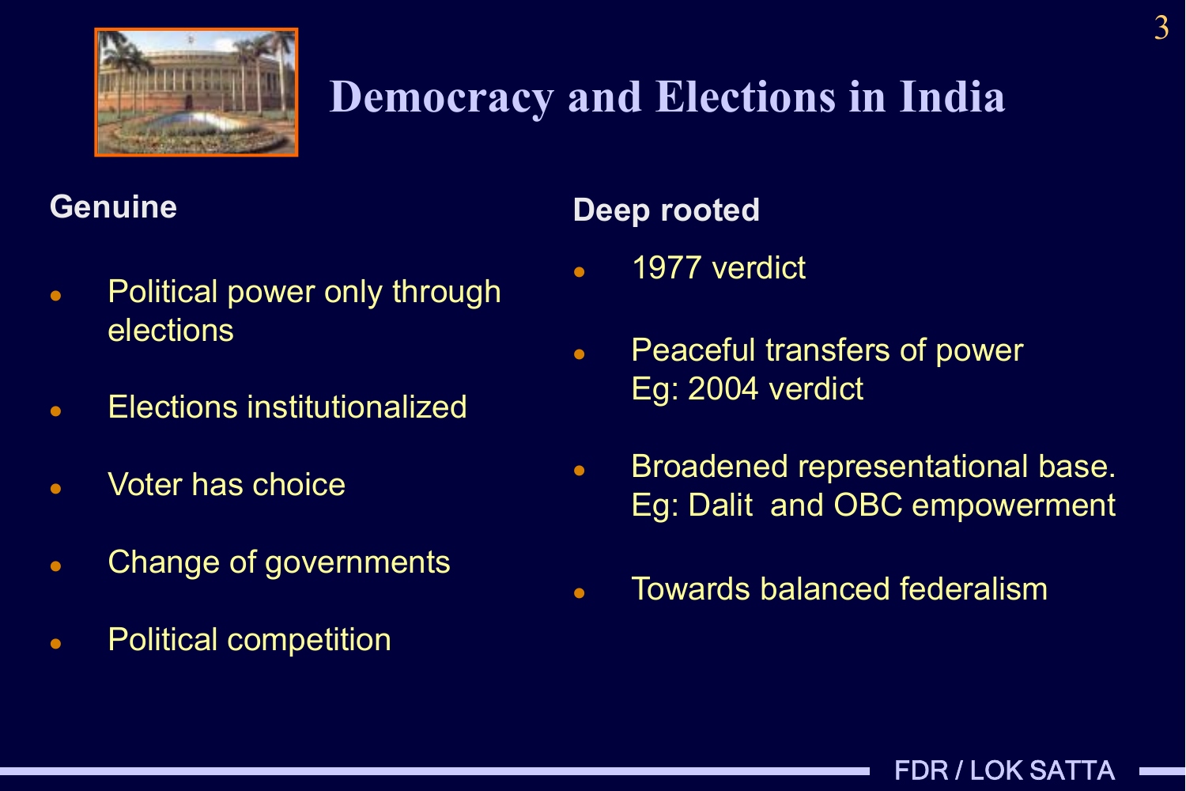# Democracy and Elections in India

**Genuine**

- Political power only through elections
- Elections institutionalized
- Voter has choice
- Change of governments
- Political competition

**Deep rooted**

- 1977 verdict
- Peaceful transfers of power
  Eg: 2004 verdict
- Broadened representational base.
  Eg: Dalit and OBC empowerment
- Towards balanced federalism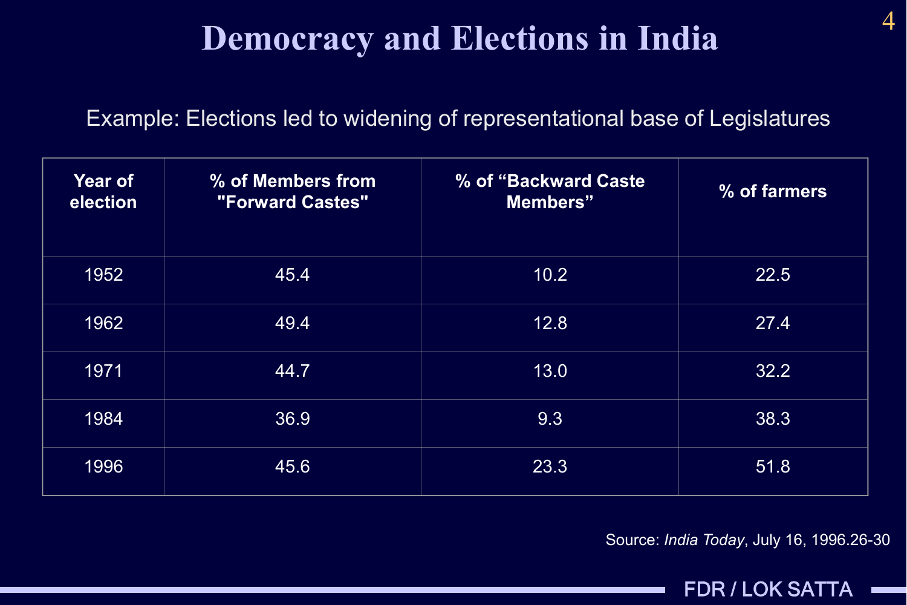# Democracy and Elections in India

Example: Elections led to widening of representational base of Legislatures

| Year of election | % of Members from "Forward Castes" | % of “Backward Caste Members” | % of farmers |
|---|---|---|---|
| 1952 | 45.4 | 10.2 | 22.5 |
| 1962 | 49.4 | 12.8 | 27.4 |
| 1971 | 44.7 | 13.0 | 32.2 |
| 1984 | 36.9 | 9.3 | 38.3 |
| 1996 | 45.6 | 23.3 | 51.8 |

Source: *India Today*, July 16, 1996.26-30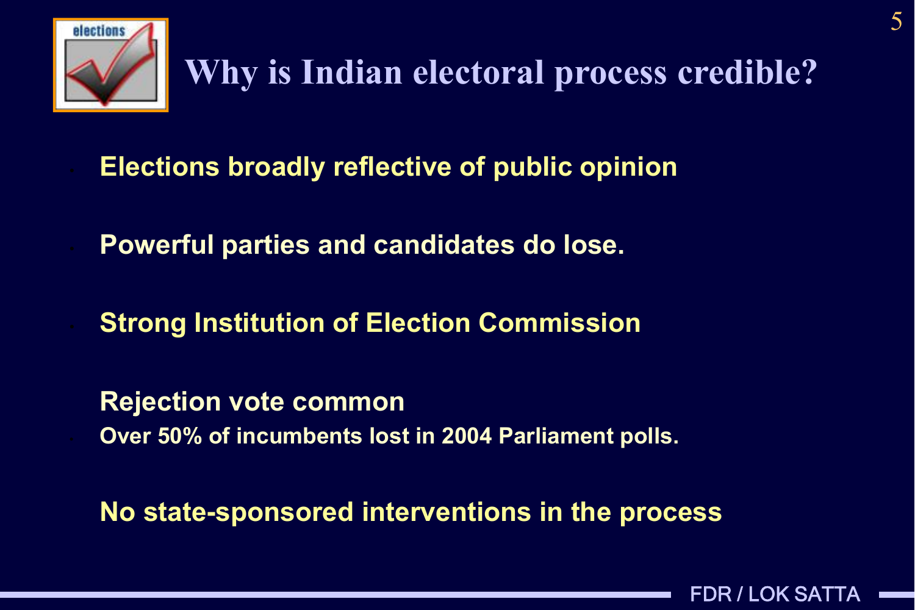# Why is Indian electoral process credible?

- Elections broadly reflective of public opinion
- Powerful parties and candidates do lose.
- Strong Institution of Election Commission
- Rejection vote common
  - Over 50% of incumbents lost in 2004 Parliament polls.
- No state-sponsored interventions in the process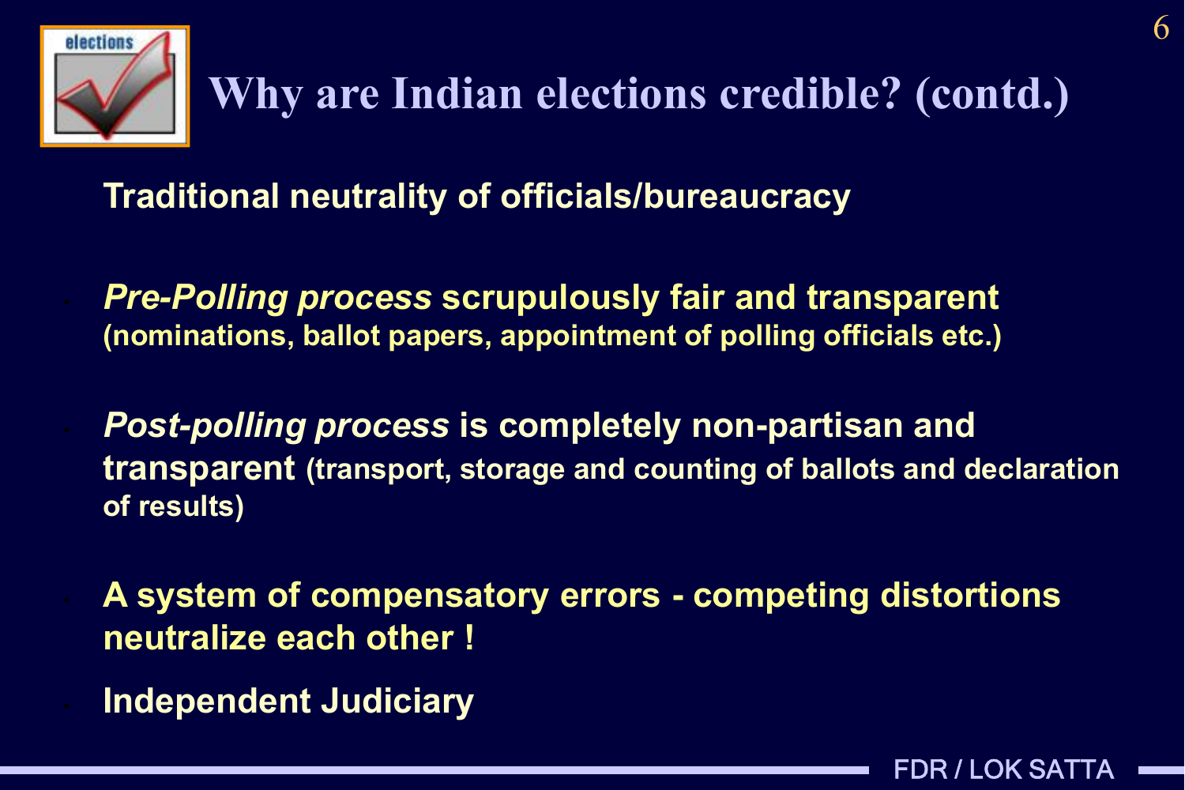# Why are Indian elections credible? (contd.)

**Traditional neutrality of officials/bureaucracy**

- ***Pre-Polling process*** **scrupulously fair and transparent (nominations, ballot papers, appointment of polling officials etc.)**
- ***Post-polling process*** **is completely non-partisan and transparent (transport, storage and counting of ballots and declaration of results)**
- **A system of compensatory errors - competing distortions neutralize each other !**
- **Independent Judiciary**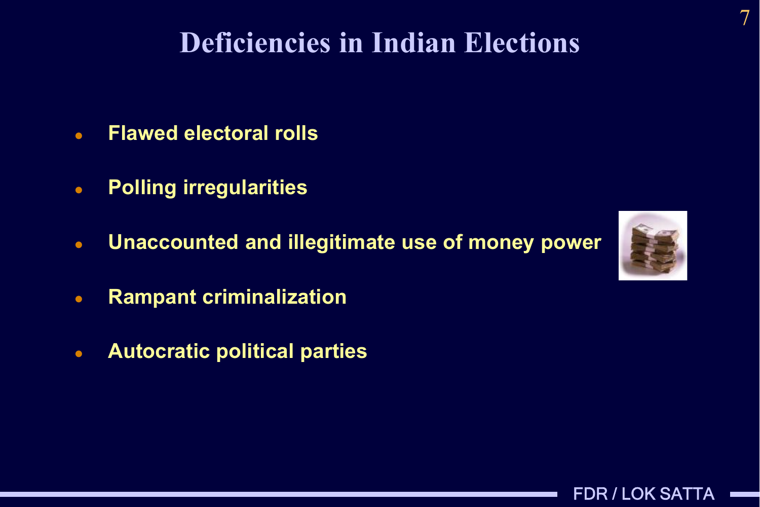# Deficiencies in Indian Elections

- Flawed electoral rolls
- Polling irregularities
- Unaccounted and illegitimate use of money power
- Rampant criminalization
- Autocratic political parties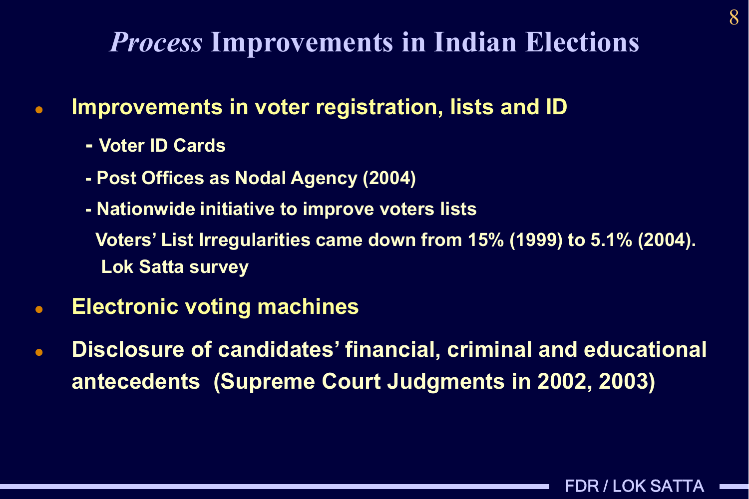# *Process* Improvements in Indian Elections

- **Improvements in voter registration, lists and ID**
  - **Voter ID Cards**
  - **Post Offices as Nodal Agency (2004)**
  - **Nationwide initiative to improve voters lists**

    **Voters' List Irregularities came down from 15% (1999) to 5.1% (2004). Lok Satta survey**
- **Electronic voting machines**
- **Disclosure of candidates' financial, criminal and educational antecedents (Supreme Court Judgments in 2002, 2003)**

FDR / LOK SATTA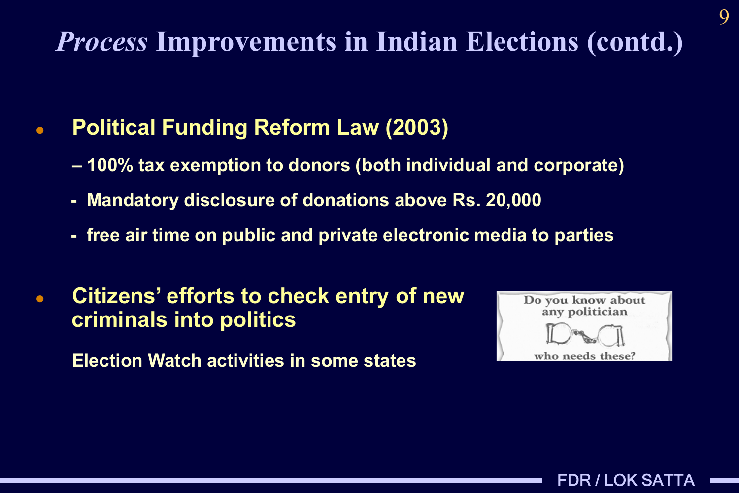# *Process* Improvements in Indian Elections (contd.)

- **Political Funding Reform Law (2003)**
  - **100% tax exemption to donors (both individual and corporate)**
  - **Mandatory disclosure of donations above Rs. 20,000**
  - **free air time on public and private electronic media to parties**

- **Citizens' efforts to check entry of new criminals into politics**

  **Election Watch activities in some states**

Do you know about any politician who needs these?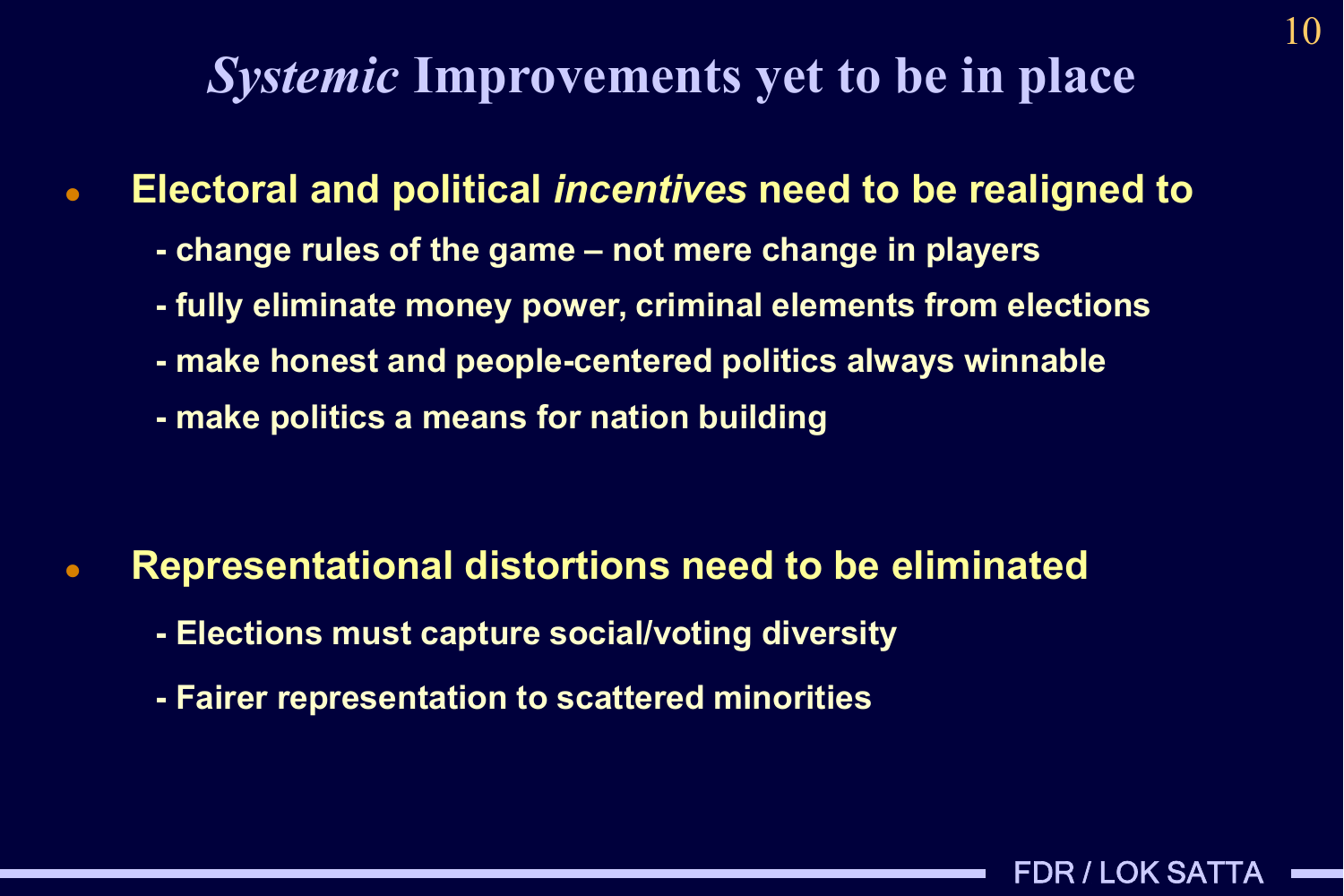# *Systemic* Improvements yet to be in place

- **Electoral and political *incentives* need to be realigned to**
  - **- change rules of the game – not mere change in players**
  - **- fully eliminate money power, criminal elements from elections**
  - **- make honest and people-centered politics always winnable**
  - **- make politics a means for nation building**

- **Representational distortions need to be eliminated**
  - **- Elections must capture social/voting diversity**
  - **- Fairer representation to scattered minorities**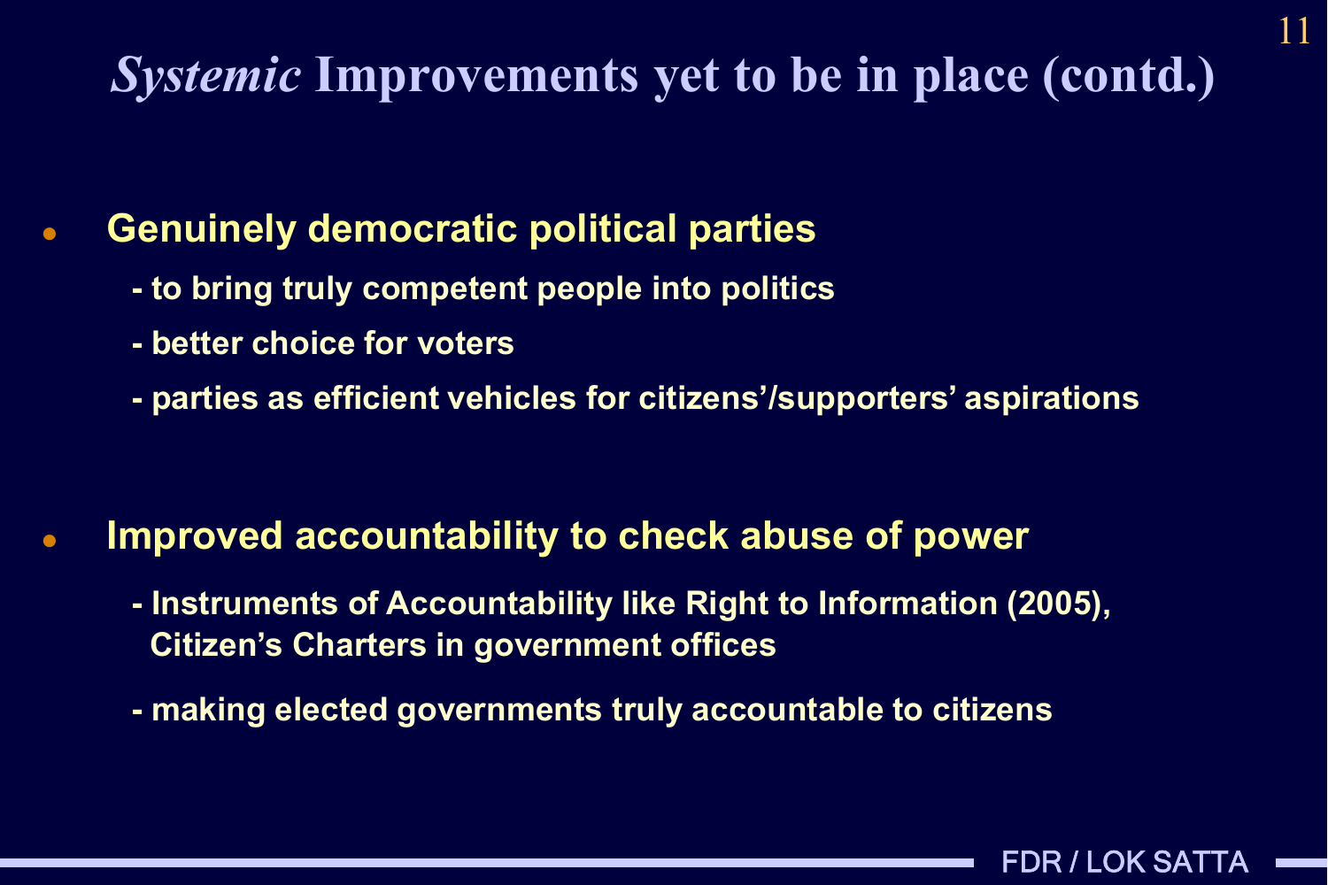# *Systemic* Improvements yet to be in place (contd.)

- **Genuinely democratic political parties**
  - to bring truly competent people into politics
  - better choice for voters
  - parties as efficient vehicles for citizens'/supporters' aspirations

- **Improved accountability to check abuse of power**
  - Instruments of Accountability like Right to Information (2005), Citizen's Charters in government offices
  - making elected governments truly accountable to citizens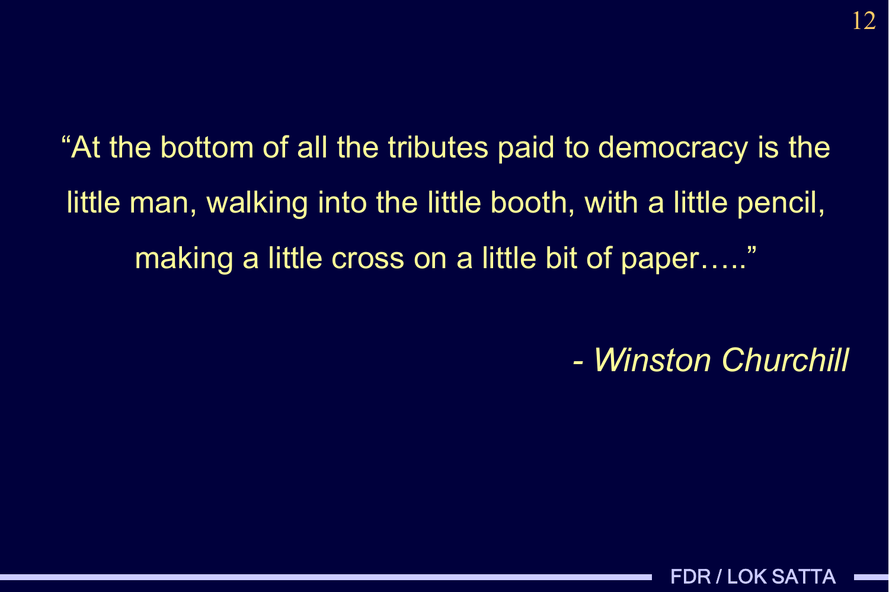"At the bottom of all the tributes paid to democracy is the little man, walking into the little booth, with a little pencil, making a little cross on a little bit of paper….."

*- Winston Churchill*